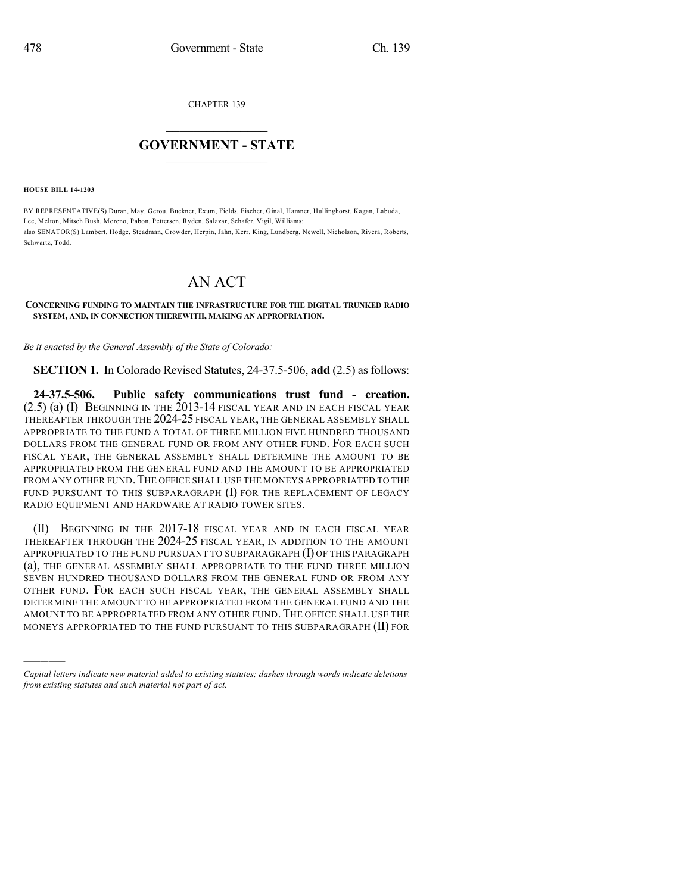CHAPTER 139

# GOVERNMENT - STATE

**HOUSE BILL 14-1203**

BY REPRESENTATIVE(S) Duran, May, Gerou, Buckner, Exum, Fields, Fischer, Ginal, Hamner, Hullinghorst, Kagan, Labuda, Lee, Melton, Mitsch Bush, Moreno, Pabon, Pettersen, Ryden, Salazar, Schafer, Vigil, Williams;
also SENATOR(S) Lambert, Hodge, Steadman, Crowder, Herpin, Jahn, Kerr, King, Lundberg, Newell, Nicholson, Rivera, Roberts, Schwartz, Todd.

# AN ACT

**CONCERNING FUNDING TO MAINTAIN THE INFRASTRUCTURE FOR THE DIGITAL TRUNKED RADIO SYSTEM, AND, IN CONNECTION THEREWITH, MAKING AN APPROPRIATION.**

*Be it enacted by the General Assembly of the State of Colorado:*

**SECTION 1.** In Colorado Revised Statutes, 24-37.5-506, **add** (2.5) as follows:

**24-37.5-506. Public safety communications trust fund - creation.** (2.5) (a) (I) BEGINNING IN THE 2013-14 FISCAL YEAR AND IN EACH FISCAL YEAR THEREAFTER THROUGH THE 2024-25 FISCAL YEAR, THE GENERAL ASSEMBLY SHALL APPROPRIATE TO THE FUND A TOTAL OF THREE MILLION FIVE HUNDRED THOUSAND DOLLARS FROM THE GENERAL FUND OR FROM ANY OTHER FUND. FOR EACH SUCH FISCAL YEAR, THE GENERAL ASSEMBLY SHALL DETERMINE THE AMOUNT TO BE APPROPRIATED FROM THE GENERAL FUND AND THE AMOUNT TO BE APPROPRIATED FROM ANY OTHER FUND. THE OFFICE SHALL USE THE MONEYS APPROPRIATED TO THE FUND PURSUANT TO THIS SUBPARAGRAPH (I) FOR THE REPLACEMENT OF LEGACY RADIO EQUIPMENT AND HARDWARE AT RADIO TOWER SITES.

(II) BEGINNING IN THE 2017-18 FISCAL YEAR AND IN EACH FISCAL YEAR THEREAFTER THROUGH THE 2024-25 FISCAL YEAR, IN ADDITION TO THE AMOUNT APPROPRIATED TO THE FUND PURSUANT TO SUBPARAGRAPH (I) OF THIS PARAGRAPH (a), THE GENERAL ASSEMBLY SHALL APPROPRIATE TO THE FUND THREE MILLION SEVEN HUNDRED THOUSAND DOLLARS FROM THE GENERAL FUND OR FROM ANY OTHER FUND. FOR EACH SUCH FISCAL YEAR, THE GENERAL ASSEMBLY SHALL DETERMINE THE AMOUNT TO BE APPROPRIATED FROM THE GENERAL FUND AND THE AMOUNT TO BE APPROPRIATED FROM ANY OTHER FUND. THE OFFICE SHALL USE THE MONEYS APPROPRIATED TO THE FUND PURSUANT TO THIS SUBPARAGRAPH (II) FOR

————

*Capital letters indicate new material added to existing statutes; dashes through words indicate deletions from existing statutes and such material not part of act.*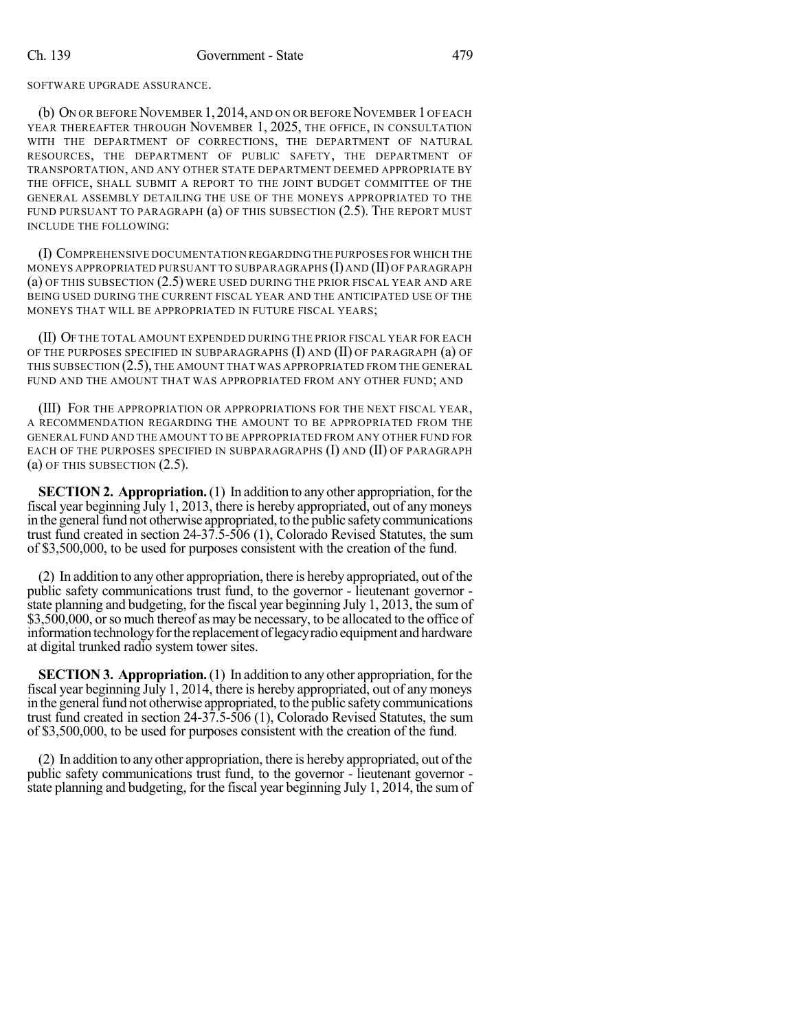SOFTWARE UPGRADE ASSURANCE.

(b) ON OR BEFORE NOVEMBER 1, 2014, AND ON OR BEFORE NOVEMBER 1 OF EACH YEAR THEREAFTER THROUGH NOVEMBER 1, 2025, THE OFFICE, IN CONSULTATION WITH THE DEPARTMENT OF CORRECTIONS, THE DEPARTMENT OF NATURAL RESOURCES, THE DEPARTMENT OF PUBLIC SAFETY, THE DEPARTMENT OF TRANSPORTATION, AND ANY OTHER STATE DEPARTMENT DEEMED APPROPRIATE BY THE OFFICE, SHALL SUBMIT A REPORT TO THE JOINT BUDGET COMMITTEE OF THE GENERAL ASSEMBLY DETAILING THE USE OF THE MONEYS APPROPRIATED TO THE FUND PURSUANT TO PARAGRAPH (a) OF THIS SUBSECTION (2.5). THE REPORT MUST INCLUDE THE FOLLOWING:

(I) COMPREHENSIVE DOCUMENTATION REGARDING THE PURPOSES FOR WHICH THE MONEYS APPROPRIATED PURSUANT TO SUBPARAGRAPHS (I) AND (II) OF PARAGRAPH (a) OF THIS SUBSECTION (2.5) WERE USED DURING THE PRIOR FISCAL YEAR AND ARE BEING USED DURING THE CURRENT FISCAL YEAR AND THE ANTICIPATED USE OF THE MONEYS THAT WILL BE APPROPRIATED IN FUTURE FISCAL YEARS;

(II) OF THE TOTAL AMOUNT EXPENDED DURING THE PRIOR FISCAL YEAR FOR EACH OF THE PURPOSES SPECIFIED IN SUBPARAGRAPHS (I) AND (II) OF PARAGRAPH (a) OF THIS SUBSECTION (2.5), THE AMOUNT THAT WAS APPROPRIATED FROM THE GENERAL FUND AND THE AMOUNT THAT WAS APPROPRIATED FROM ANY OTHER FUND; AND

(III) FOR THE APPROPRIATION OR APPROPRIATIONS FOR THE NEXT FISCAL YEAR, A RECOMMENDATION REGARDING THE AMOUNT TO BE APPROPRIATED FROM THE GENERAL FUND AND THE AMOUNT TO BE APPROPRIATED FROM ANY OTHER FUND FOR EACH OF THE PURPOSES SPECIFIED IN SUBPARAGRAPHS (I) AND (II) OF PARAGRAPH (a) OF THIS SUBSECTION (2.5).

**SECTION 2. Appropriation.** (1) In addition to any other appropriation, for the fiscal year beginning July 1, 2013, there is hereby appropriated, out of any moneys in the general fund not otherwise appropriated, to the public safety communications trust fund created in section 24-37.5-506 (1), Colorado Revised Statutes, the sum of $3,500,000, to be used for purposes consistent with the creation of the fund.

(2) In addition to any other appropriation, there is hereby appropriated, out of the public safety communications trust fund, to the governor - lieutenant governor - state planning and budgeting, for the fiscal year beginning July 1, 2013, the sum of $3,500,000, or so much thereof as may be necessary, to be allocated to the office of information technology for the replacement of legacy radio equipment and hardware at digital trunked radio system tower sites.

**SECTION 3. Appropriation.** (1) In addition to any other appropriation, for the fiscal year beginning July 1, 2014, there is hereby appropriated, out of any moneys in the general fund not otherwise appropriated, to the public safety communications trust fund created in section 24-37.5-506 (1), Colorado Revised Statutes, the sum of $3,500,000, to be used for purposes consistent with the creation of the fund.

(2) In addition to any other appropriation, there is hereby appropriated, out of the public safety communications trust fund, to the governor - lieutenant governor - state planning and budgeting, for the fiscal year beginning July 1, 2014, the sum of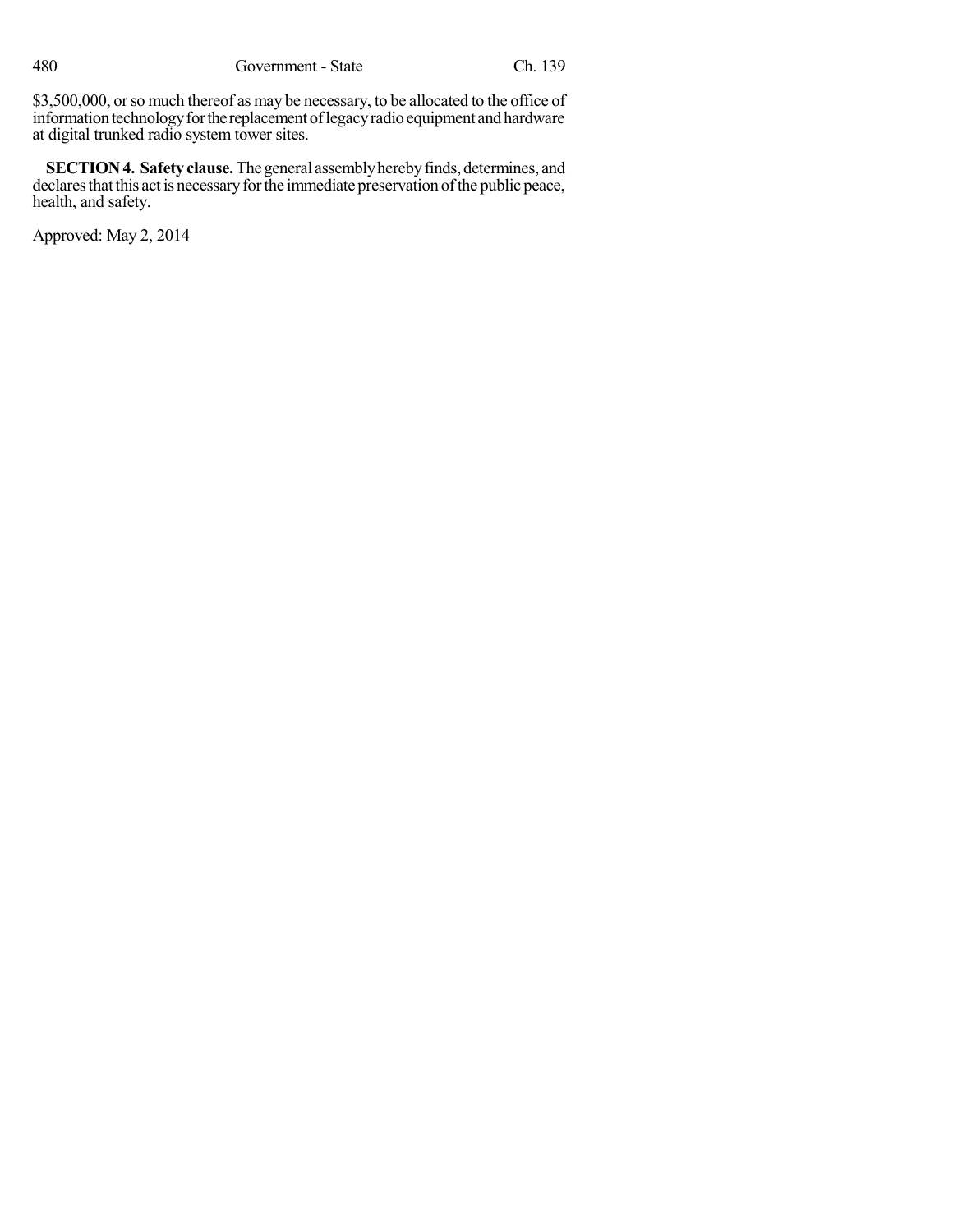$3,500,000, or so much thereof as may be necessary, to be allocated to the office of information technology for the replacement of legacy radio equipment and hardware at digital trunked radio system tower sites.

**SECTION 4. Safety clause.** The general assembly hereby finds, determines, and declares that this act is necessary for the immediate preservation of the public peace, health, and safety.

Approved: May 2, 2014